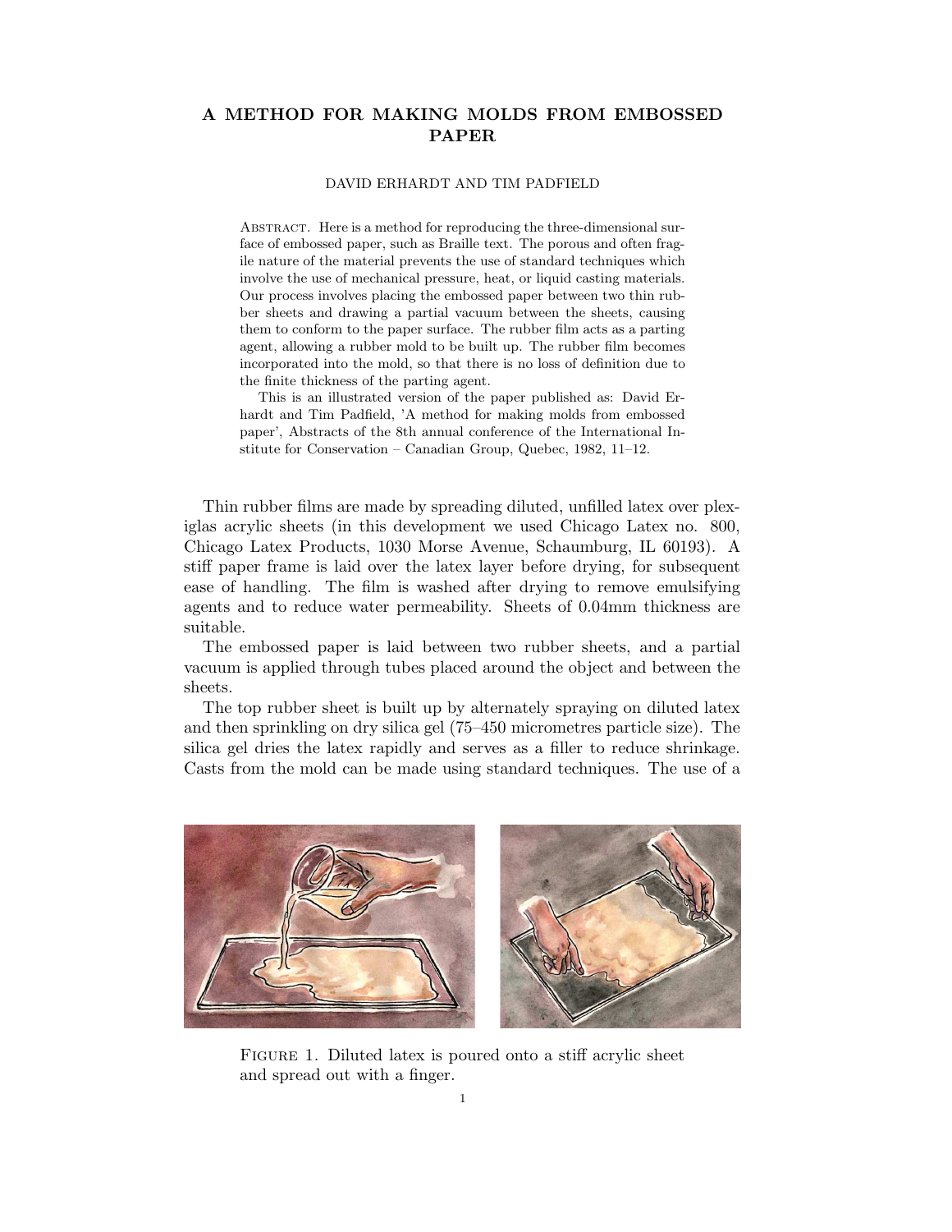# A METHOD FOR MAKING MOLDS FROM EMBOSSED PAPER

DAVID ERHARDT AND TIM PADFIELD

Abstract. Here is a method for reproducing the three-dimensional surface of embossed paper, such as Braille text. The porous and often fragile nature of the material prevents the use of standard techniques which involve the use of mechanical pressure, heat, or liquid casting materials. Our process involves placing the embossed paper between two thin rubber sheets and drawing a partial vacuum between the sheets, causing them to conform to the paper surface. The rubber film acts as a parting agent, allowing a rubber mold to be built up. The rubber film becomes incorporated into the mold, so that there is no loss of definition due to the finite thickness of the parting agent.

This is an illustrated version of the paper published as: David Erhardt and Tim Padfield, 'A method for making molds from embossed paper', Abstracts of the 8th annual conference of the International Institute for Conservation – Canadian Group, Quebec, 1982, 11–12.

Thin rubber films are made by spreading diluted, unfilled latex over plexiglas acrylic sheets (in this development we used Chicago Latex no. 800, Chicago Latex Products, 1030 Morse Avenue, Schaumburg, IL 60193). A stiff paper frame is laid over the latex layer before drying, for subsequent ease of handling. The film is washed after drying to remove emulsifying agents and to reduce water permeability. Sheets of 0.04mm thickness are suitable.

The embossed paper is laid between two rubber sheets, and a partial vacuum is applied through tubes placed around the object and between the sheets.

The top rubber sheet is built up by alternately spraying on diluted latex and then sprinkling on dry silica gel (75–450 micrometres particle size). The silica gel dries the latex rapidly and serves as a filler to reduce shrinkage. Casts from the mold can be made using standard techniques. The use of a

Figure 1. Diluted latex is poured onto a stiff acrylic sheet and spread out with a finger.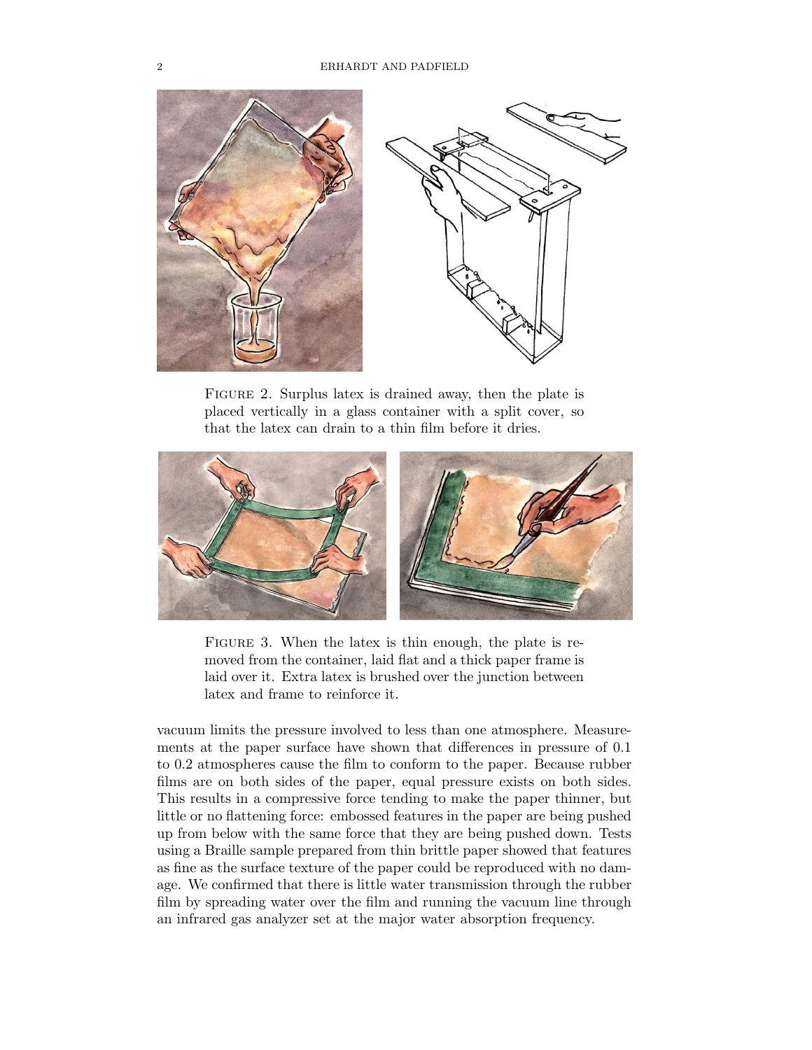Figure 2. Surplus latex is drained away, then the plate is placed vertically in a glass container with a split cover, so that the latex can drain to a thin film before it dries.

Figure 3. When the latex is thin enough, the plate is removed from the container, laid flat and a thick paper frame is laid over it. Extra latex is brushed over the junction between latex and frame to reinforce it.

vacuum limits the pressure involved to less than one atmosphere. Measurements at the paper surface have shown that differences in pressure of 0.1 to 0.2 atmospheres cause the film to conform to the paper. Because rubber films are on both sides of the paper, equal pressure exists on both sides. This results in a compressive force tending to make the paper thinner, but little or no flattening force: embossed features in the paper are being pushed up from below with the same force that they are being pushed down. Tests using a Braille sample prepared from thin brittle paper showed that features as fine as the surface texture of the paper could be reproduced with no damage. We confirmed that there is little water transmission through the rubber film by spreading water over the film and running the vacuum line through an infrared gas analyzer set at the major water absorption frequency.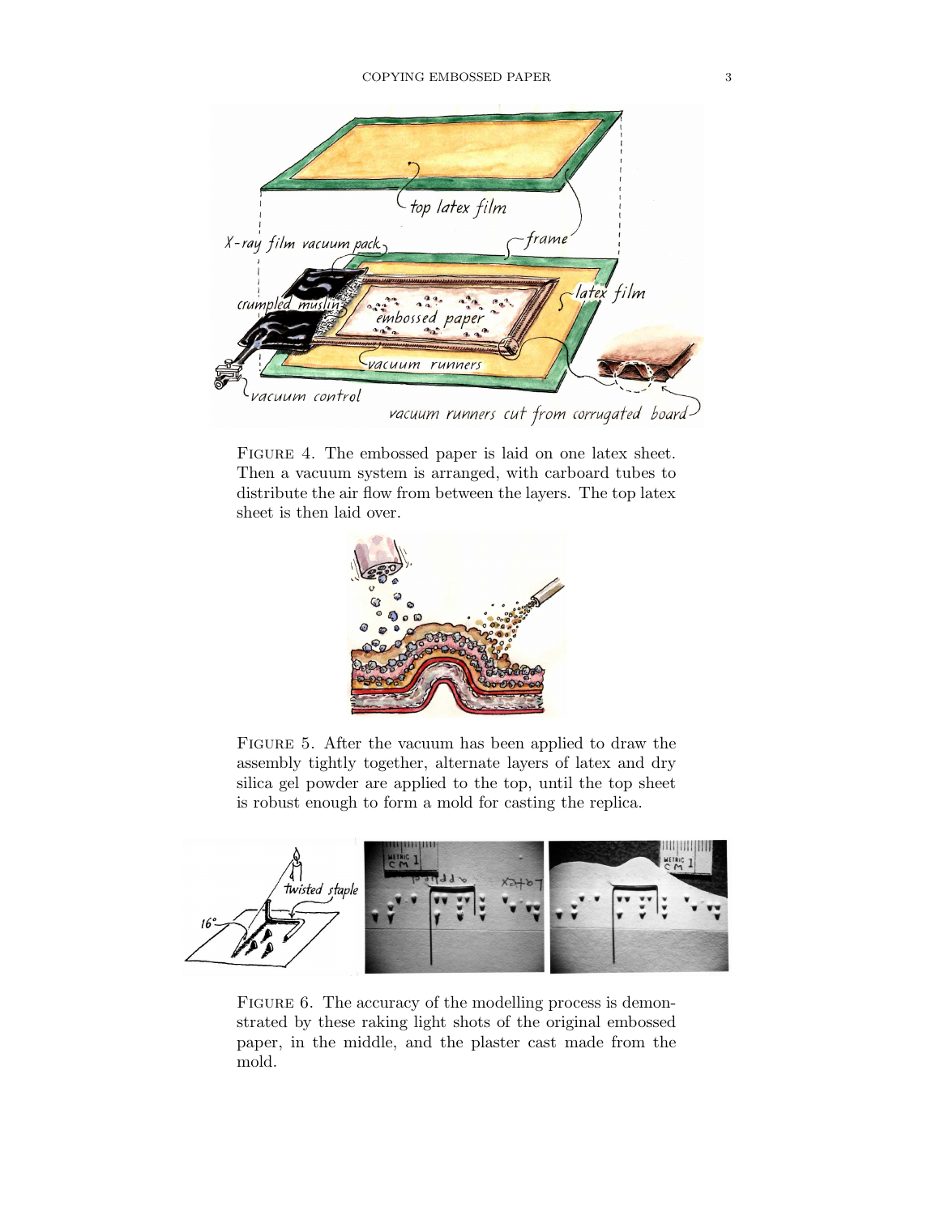Figure 4. The embossed paper is laid on one latex sheet. Then a vacuum system is arranged, with carboard tubes to distribute the air flow from between the layers. The top latex sheet is then laid over.

Figure 5. After the vacuum has been applied to draw the assembly tightly together, alternate layers of latex and dry silica gel powder are applied to the top, until the top sheet is robust enough to form a mold for casting the replica.

Figure 6. The accuracy of the modelling process is demonstrated by these raking light shots of the original embossed paper, in the middle, and the plaster cast made from the mold.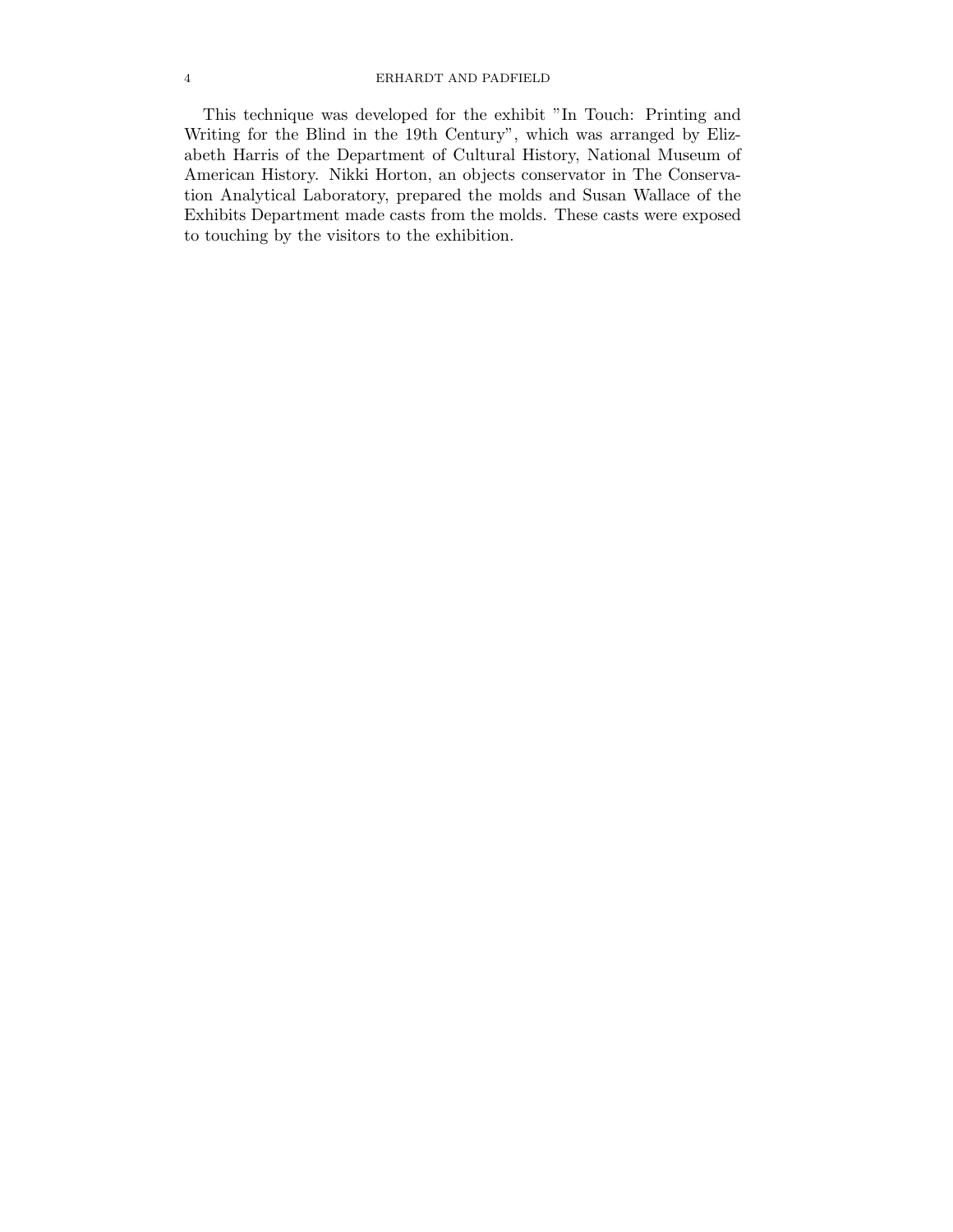This technique was developed for the exhibit "In Touch: Printing and Writing for the Blind in the 19th Century", which was arranged by Elizabeth Harris of the Department of Cultural History, National Museum of American History. Nikki Horton, an objects conservator in The Conservation Analytical Laboratory, prepared the molds and Susan Wallace of the Exhibits Department made casts from the molds. These casts were exposed to touching by the visitors to the exhibition.